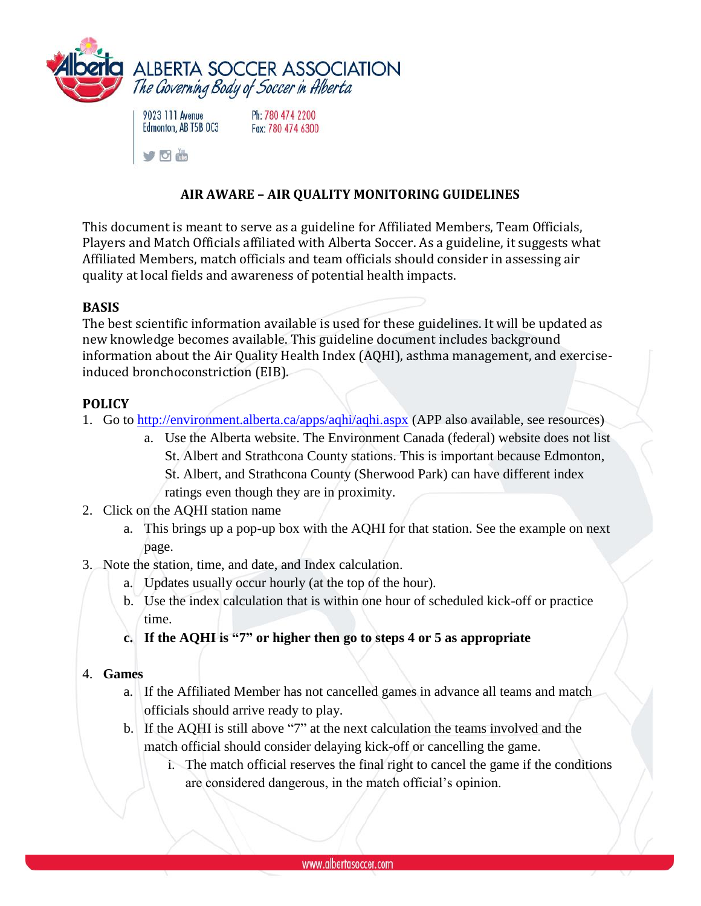# ALBERTA SOCCER ASSOCIATION

*The Governing Body of Soccer in Alberta*

9023 111 Avenue
Edmonton, AB T5B 0C3

Ph: 780 474 2200
Fax: 780 474 6300

## AIR AWARE – AIR QUALITY MONITORING GUIDELINES

This document is meant to serve as a guideline for Affiliated Members, Team Officials, Players and Match Officials affiliated with Alberta Soccer. As a guideline, it suggests what Affiliated Members, match officials and team officials should consider in assessing air quality at local fields and awareness of potential health impacts.

**BASIS**

The best scientific information available is used for these guidelines. It will be updated as new knowledge becomes available. This guideline document includes background information about the Air Quality Health Index (AQHI), asthma management, and exercise-induced bronchoconstriction (EIB).

**POLICY**

1. Go to [http://environment.alberta.ca/apps/aqhi/aqhi.aspx](http://environment.alberta.ca/apps/aqhi/aqhi.aspx) (APP also available, see resources)
   a. Use the Alberta website. The Environment Canada (federal) website does not list St. Albert and Strathcona County stations. This is important because Edmonton, St. Albert, and Strathcona County (Sherwood Park) can have different index ratings even though they are in proximity.
2. Click on the AQHI station name
   a. This brings up a pop-up box with the AQHI for that station. See the example on next page.
3. Note the station, time, and date, and Index calculation.
   a. Updates usually occur hourly (at the top of the hour).
   b. Use the index calculation that is within one hour of scheduled kick-off or practice time.
   **c. If the AQHI is "7" or higher then go to steps 4 or 5 as appropriate**
4. **Games**
   a. If the Affiliated Member has not cancelled games in advance all teams and match officials should arrive ready to play.
   b. If the AQHI is still above "7" at the next calculation the teams involved and the match official should consider delaying kick-off or cancelling the game.
      i. The match official reserves the final right to cancel the game if the conditions are considered dangerous, in the match official's opinion.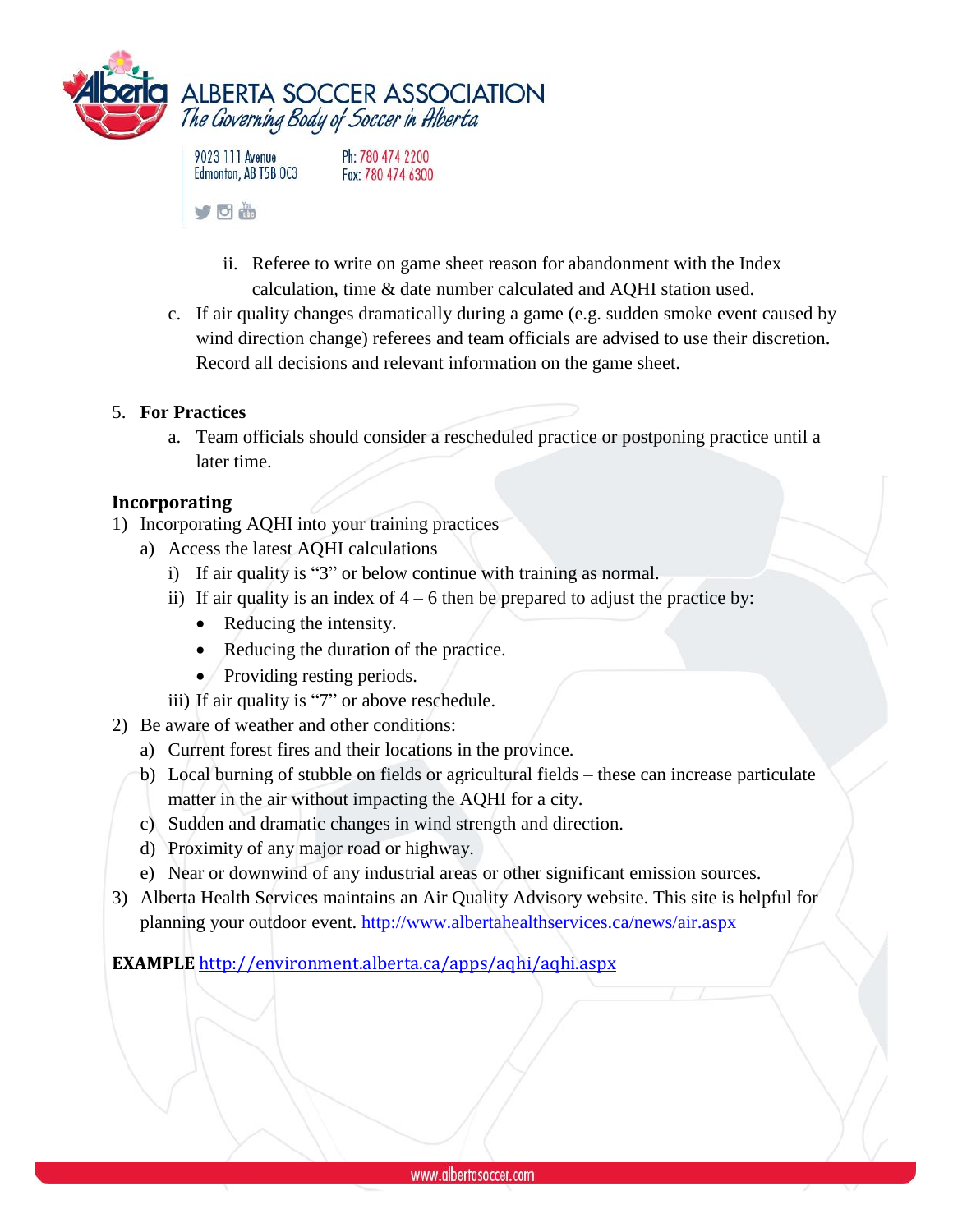ii. Referee to write on game sheet reason for abandonment with the Index calculation, time & date number calculated and AQHI station used.

c. If air quality changes dramatically during a game (e.g. sudden smoke event caused by wind direction change) referees and team officials are advised to use their discretion. Record all decisions and relevant information on the game sheet.

5. **For Practices**
   a. Team officials should consider a rescheduled practice or postponing practice until a later time.

**Incorporating**

1) Incorporating AQHI into your training practices
   a) Access the latest AQHI calculations
      i) If air quality is "3" or below continue with training as normal.
      ii) If air quality is an index of 4 – 6 then be prepared to adjust the practice by:
         - Reducing the intensity.
         - Reducing the duration of the practice.
         - Providing resting periods.
      iii) If air quality is "7" or above reschedule.
2) Be aware of weather and other conditions:
   a) Current forest fires and their locations in the province.
   b) Local burning of stubble on fields or agricultural fields – these can increase particulate matter in the air without impacting the AQHI for a city.
   c) Sudden and dramatic changes in wind strength and direction.
   d) Proximity of any major road or highway.
   e) Near or downwind of any industrial areas or other significant emission sources.
3) Alberta Health Services maintains an Air Quality Advisory website. This site is helpful for planning your outdoor event. http://www.albertahealthservices.ca/news/air.aspx

**EXAMPLE** http://environment.alberta.ca/apps/aqhi/aqhi.aspx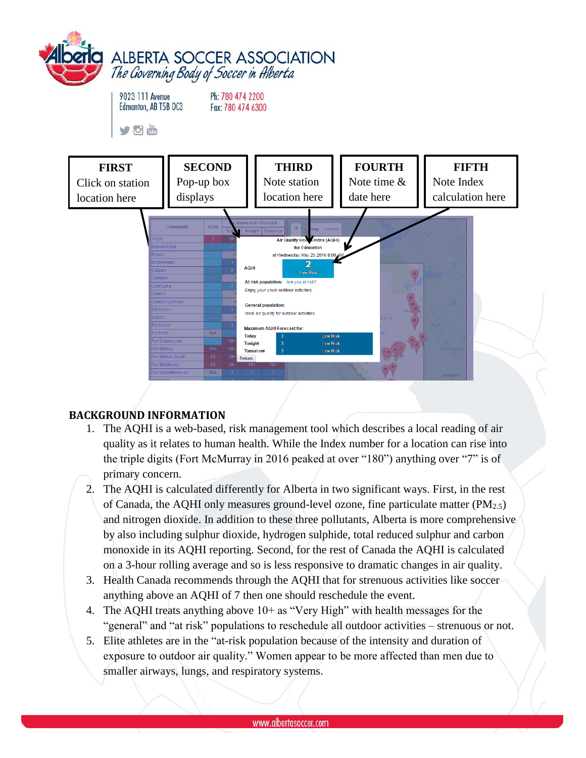# ALBERTA SOCCER ASSOCIATION

*The Governing Body of Soccer in Alberta*

9023 111 Avenue
Edmonton, AB T5B 0C3

Ph: 780 474 2200
Fax: 780 474 6300

| FIRST | SECOND | THIRD | FOURTH | FIFTH |
|---|---|---|---|---|
| Click on station location here | Pop-up box displays | Note station location here | Note time & date here | Note Index calculation here |

**BACKGROUND INFORMATION**

1. The AQHI is a web-based, risk management tool which describes a local reading of air quality as it relates to human health. While the Index number for a location can rise into the triple digits (Fort McMurray in 2016 peaked at over "180") anything over "7" is of primary concern.
2. The AQHI is calculated differently for Alberta in two significant ways. First, in the rest of Canada, the AQHI only measures ground-level ozone, fine particulate matter ($PM_{2.5}$) and nitrogen dioxide. In addition to these three pollutants, Alberta is more comprehensive by also including sulphur dioxide, hydrogen sulphide, total reduced sulphur and carbon monoxide in its AQHI reporting. Second, for the rest of Canada the AQHI is calculated on a 3-hour rolling average and so is less responsive to dramatic changes in air quality.
3. Health Canada recommends through the AQHI that for strenuous activities like soccer anything above an AQHI of 7 then one should reschedule the event.
4. The AQHI treats anything above 10+ as "Very High" with health messages for the "general" and "at risk" populations to reschedule all outdoor activities – strenuous or not.
5. Elite athletes are in the "at-risk population because of the intensity and duration of exposure to outdoor air quality." Women appear to be more affected than men due to smaller airways, lungs, and respiratory systems.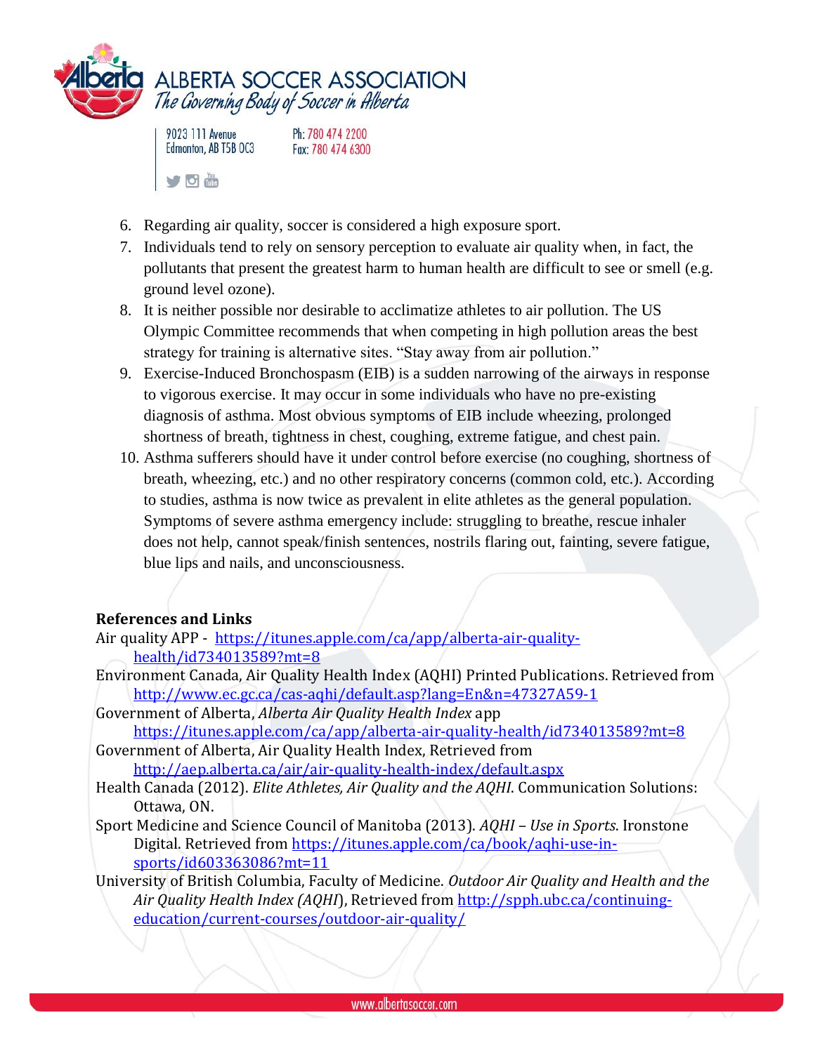6. Regarding air quality, soccer is considered a high exposure sport.
7. Individuals tend to rely on sensory perception to evaluate air quality when, in fact, the pollutants that present the greatest harm to human health are difficult to see or smell (e.g. ground level ozone).
8. It is neither possible nor desirable to acclimatize athletes to air pollution. The US Olympic Committee recommends that when competing in high pollution areas the best strategy for training is alternative sites. "Stay away from air pollution."
9. Exercise-Induced Bronchospasm (EIB) is a sudden narrowing of the airways in response to vigorous exercise. It may occur in some individuals who have no pre-existing diagnosis of asthma. Most obvious symptoms of EIB include wheezing, prolonged shortness of breath, tightness in chest, coughing, extreme fatigue, and chest pain.
10. Asthma sufferers should have it under control before exercise (no coughing, shortness of breath, wheezing, etc.) and no other respiratory concerns (common cold, etc.). According to studies, asthma is now twice as prevalent in elite athletes as the general population. Symptoms of severe asthma emergency include: struggling to breathe, rescue inhaler does not help, cannot speak/finish sentences, nostrils flaring out, fainting, severe fatigue, blue lips and nails, and unconsciousness.

**References and Links**

Air quality APP - [https://itunes.apple.com/ca/app/alberta-air-quality-health/id734013589?mt=8](https://itunes.apple.com/ca/app/alberta-air-quality-health/id734013589?mt=8)

Environment Canada, Air Quality Health Index (AQHI) Printed Publications. Retrieved from [http://www.ec.gc.ca/cas-aqhi/default.asp?lang=En&n=47327A59-1](http://www.ec.gc.ca/cas-aqhi/default.asp?lang=En&n=47327A59-1)

Government of Alberta, *Alberta Air Quality Health Index* app [https://itunes.apple.com/ca/app/alberta-air-quality-health/id734013589?mt=8](https://itunes.apple.com/ca/app/alberta-air-quality-health/id734013589?mt=8)

Government of Alberta, Air Quality Health Index, Retrieved from [http://aep.alberta.ca/air/air-quality-health-index/default.aspx](http://aep.alberta.ca/air/air-quality-health-index/default.aspx)

Health Canada (2012). *Elite Athletes, Air Quality and the AQHI*. Communication Solutions: Ottawa, ON.

Sport Medicine and Science Council of Manitoba (2013). *AQHI – Use in Sports*. Ironstone Digital. Retrieved from [https://itunes.apple.com/ca/book/aqhi-use-in-sports/id603363086?mt=11](https://itunes.apple.com/ca/book/aqhi-use-in-sports/id603363086?mt=11)

University of British Columbia, Faculty of Medicine. *Outdoor Air Quality and Health and the Air Quality Health Index (AQHI*), Retrieved from [http://spph.ubc.ca/continuing-education/current-courses/outdoor-air-quality/](http://spph.ubc.ca/continuing-education/current-courses/outdoor-air-quality/)